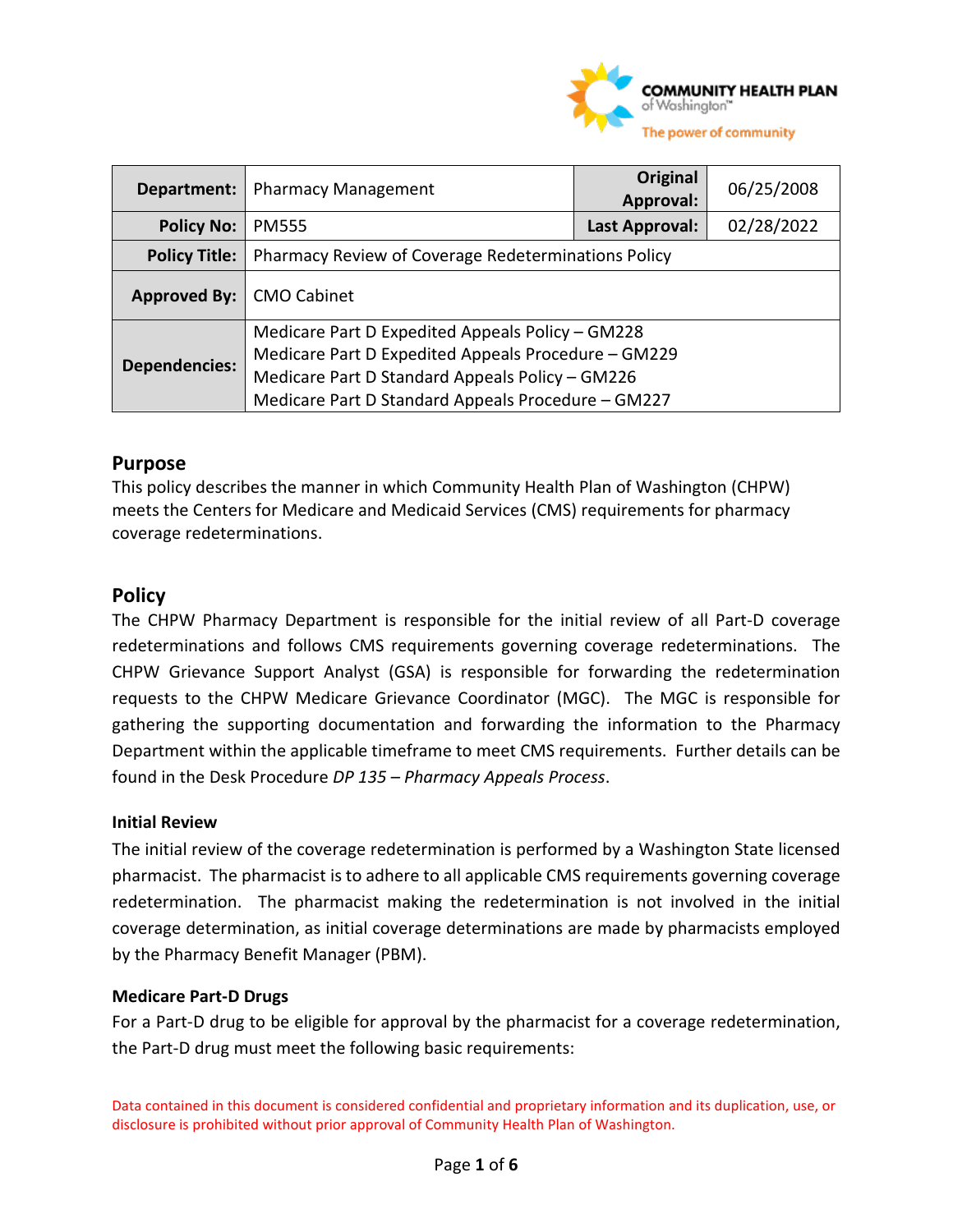COMMUNITY HEALTH PLAN of Washington™
The power of community

| Department: | Pharmacy Management | Original Approval: | 06/25/2008 |
|---|---|---|---|
| Policy No: | PM555 | Last Approval: | 02/28/2022 |
| Policy Title: | Pharmacy Review of Coverage Redeterminations Policy | | |
| Approved By: | CMO Cabinet | | |
| Dependencies: | Medicare Part D Expedited Appeals Policy – GM228<br>Medicare Part D Expedited Appeals Procedure – GM229<br>Medicare Part D Standard Appeals Policy – GM226<br>Medicare Part D Standard Appeals Procedure – GM227 | | |

## Purpose

This policy describes the manner in which Community Health Plan of Washington (CHPW) meets the Centers for Medicare and Medicaid Services (CMS) requirements for pharmacy coverage redeterminations.

## Policy

The CHPW Pharmacy Department is responsible for the initial review of all Part-D coverage redeterminations and follows CMS requirements governing coverage redeterminations. The CHPW Grievance Support Analyst (GSA) is responsible for forwarding the redetermination requests to the CHPW Medicare Grievance Coordinator (MGC). The MGC is responsible for gathering the supporting documentation and forwarding the information to the Pharmacy Department within the applicable timeframe to meet CMS requirements. Further details can be found in the Desk Procedure *DP 135 – Pharmacy Appeals Process*.

### Initial Review

The initial review of the coverage redetermination is performed by a Washington State licensed pharmacist. The pharmacist is to adhere to all applicable CMS requirements governing coverage redetermination. The pharmacist making the redetermination is not involved in the initial coverage determination, as initial coverage determinations are made by pharmacists employed by the Pharmacy Benefit Manager (PBM).

### Medicare Part-D Drugs

For a Part-D drug to be eligible for approval by the pharmacist for a coverage redetermination, the Part-D drug must meet the following basic requirements:

Data contained in this document is considered confidential and proprietary information and its duplication, use, or disclosure is prohibited without prior approval of Community Health Plan of Washington.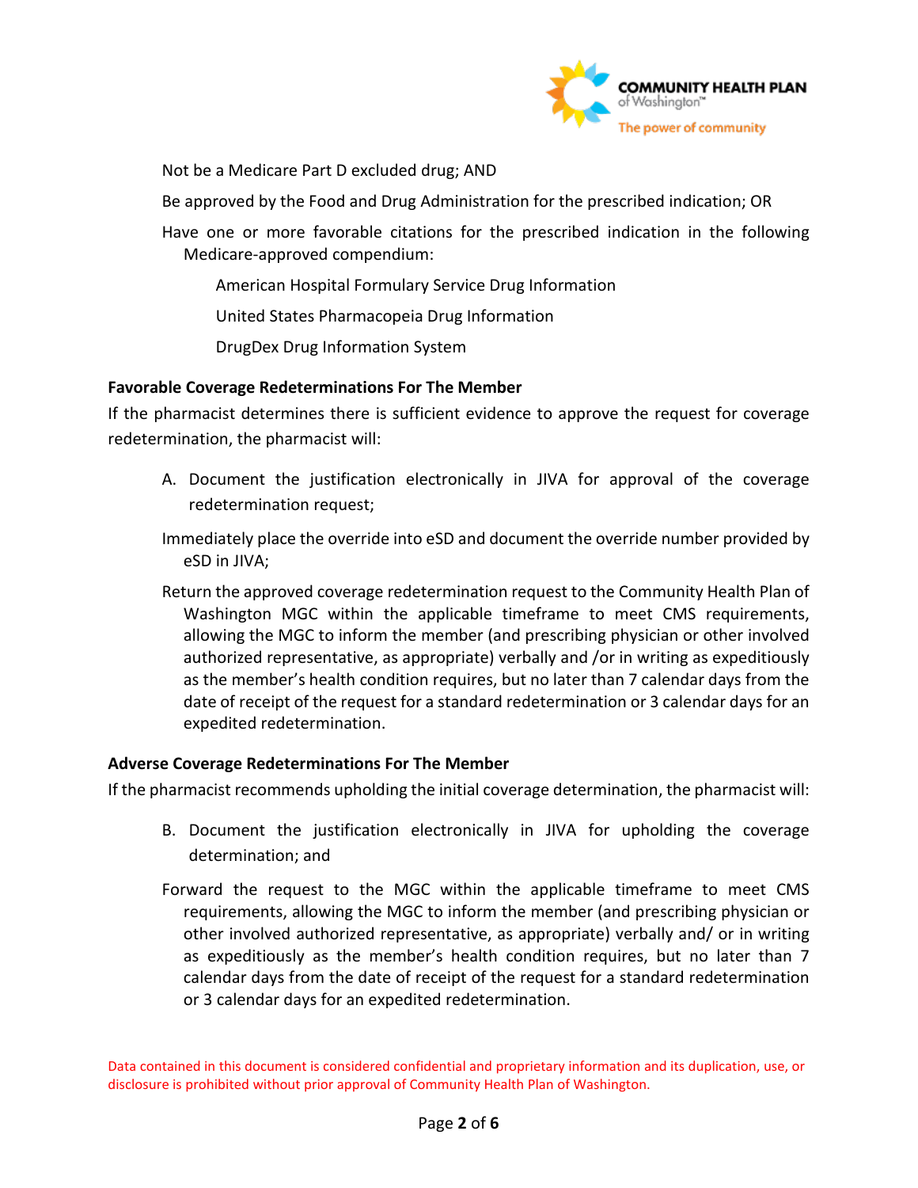Not be a Medicare Part D excluded drug; AND

Be approved by the Food and Drug Administration for the prescribed indication; OR

Have one or more favorable citations for the prescribed indication in the following Medicare-approved compendium:

American Hospital Formulary Service Drug Information

United States Pharmacopeia Drug Information

DrugDex Drug Information System

**Favorable Coverage Redeterminations For The Member**

If the pharmacist determines there is sufficient evidence to approve the request for coverage redetermination, the pharmacist will:

A. Document the justification electronically in JIVA for approval of the coverage redetermination request;

Immediately place the override into eSD and document the override number provided by eSD in JIVA;

Return the approved coverage redetermination request to the Community Health Plan of Washington MGC within the applicable timeframe to meet CMS requirements, allowing the MGC to inform the member (and prescribing physician or other involved authorized representative, as appropriate) verbally and /or in writing as expeditiously as the member's health condition requires, but no later than 7 calendar days from the date of receipt of the request for a standard redetermination or 3 calendar days for an expedited redetermination.

**Adverse Coverage Redeterminations For The Member**

If the pharmacist recommends upholding the initial coverage determination, the pharmacist will:

B. Document the justification electronically in JIVA for upholding the coverage determination; and

Forward the request to the MGC within the applicable timeframe to meet CMS requirements, allowing the MGC to inform the member (and prescribing physician or other involved authorized representative, as appropriate) verbally and/ or in writing as expeditiously as the member's health condition requires, but no later than 7 calendar days from the date of receipt of the request for a standard redetermination or 3 calendar days for an expedited redetermination.

Data contained in this document is considered confidential and proprietary information and its duplication, use, or disclosure is prohibited without prior approval of Community Health Plan of Washington.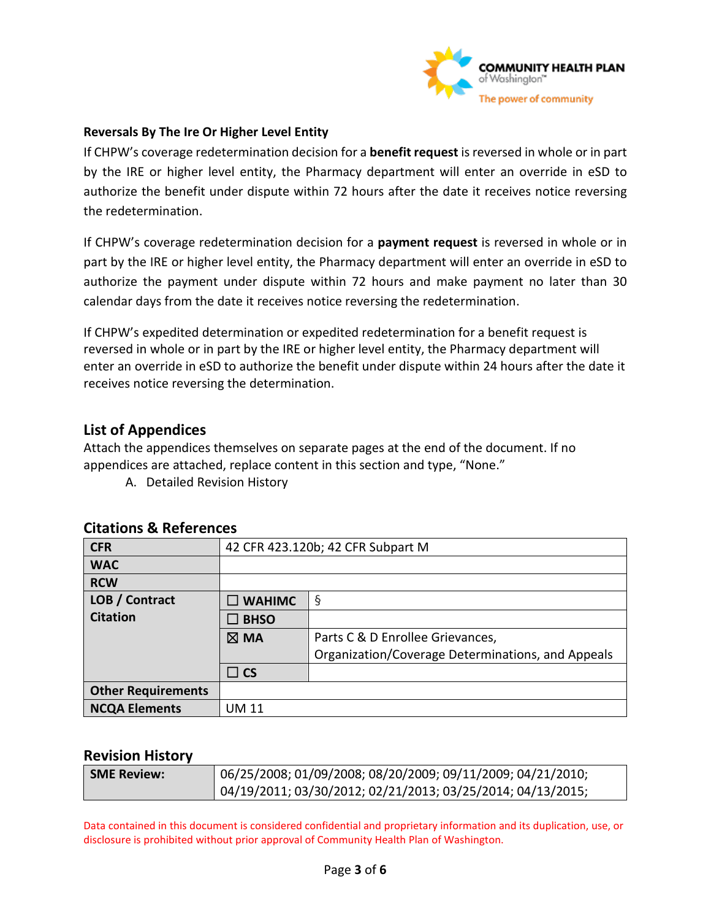### Reversals By The Ire Or Higher Level Entity

If CHPW's coverage redetermination decision for a **benefit request** is reversed in whole or in part by the IRE or higher level entity, the Pharmacy department will enter an override in eSD to authorize the benefit under dispute within 72 hours after the date it receives notice reversing the redetermination.

If CHPW's coverage redetermination decision for a **payment request** is reversed in whole or in part by the IRE or higher level entity, the Pharmacy department will enter an override in eSD to authorize the payment under dispute within 72 hours and make payment no later than 30 calendar days from the date it receives notice reversing the redetermination.

If CHPW's expedited determination or expedited redetermination for a benefit request is reversed in whole or in part by the IRE or higher level entity, the Pharmacy department will enter an override in eSD to authorize the benefit under dispute within 24 hours after the date it receives notice reversing the determination.

## List of Appendices

Attach the appendices themselves on separate pages at the end of the document. If no appendices are attached, replace content in this section and type, "None."

A. Detailed Revision History

## Citations & References

| | | |
|---|---|---|
| **CFR** | 42 CFR 423.120b; 42 CFR Subpart M | |
| **WAC** | | |
| **RCW** | | |
| **LOB / Contract Citation** | ☐ **WAHIMC** | § |
| | ☐ **BHSO** | |
| | ☒ **MA** | Parts C & D Enrollee Grievances, Organization/Coverage Determinations, and Appeals |
| | ☐ **CS** | |
| **Other Requirements** | | |
| **NCQA Elements** | UM 11 | |

## Revision History

| | |
|---|---|
| **SME Review:** | 06/25/2008; 01/09/2008; 08/20/2009; 09/11/2009; 04/21/2010; 04/19/2011; 03/30/2012; 02/21/2013; 03/25/2014; 04/13/2015; |

Data contained in this document is considered confidential and proprietary information and its duplication, use, or disclosure is prohibited without prior approval of Community Health Plan of Washington.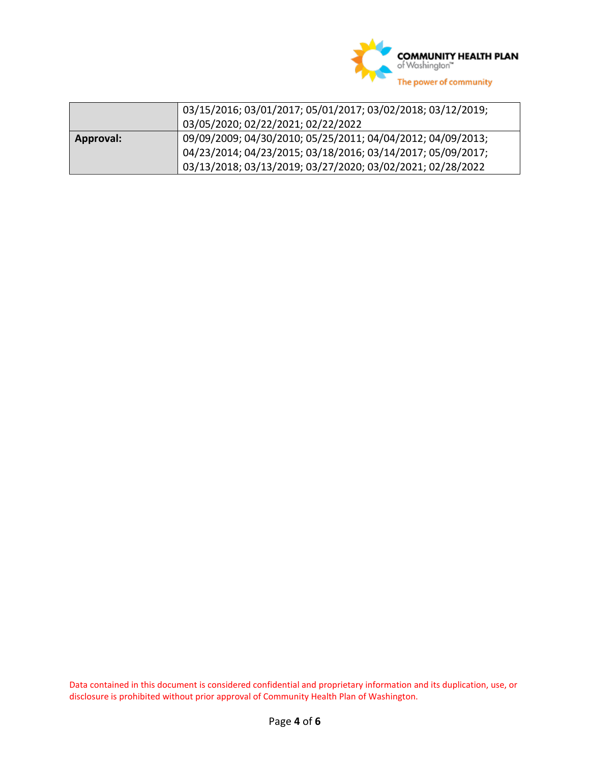| | |
|---|---|
| | 03/15/2016; 03/01/2017; 05/01/2017; 03/02/2018; 03/12/2019; 03/05/2020; 02/22/2021; 02/22/2022 |
| **Approval:** | 09/09/2009; 04/30/2010; 05/25/2011; 04/04/2012; 04/09/2013; 04/23/2014; 04/23/2015; 03/18/2016; 03/14/2017; 05/09/2017; 03/13/2018; 03/13/2019; 03/27/2020; 03/02/2021; 02/28/2022 |

Data contained in this document is considered confidential and proprietary information and its duplication, use, or disclosure is prohibited without prior approval of Community Health Plan of Washington.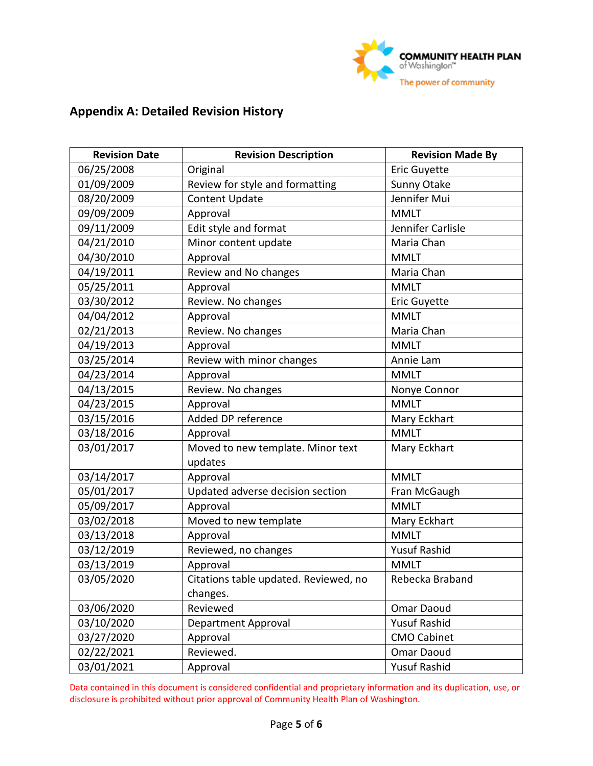## Appendix A: Detailed Revision History

| Revision Date | Revision Description | Revision Made By |
|---|---|---|
| 06/25/2008 | Original | Eric Guyette |
| 01/09/2009 | Review for style and formatting | Sunny Otake |
| 08/20/2009 | Content Update | Jennifer Mui |
| 09/09/2009 | Approval | MMLT |
| 09/11/2009 | Edit style and format | Jennifer Carlisle |
| 04/21/2010 | Minor content update | Maria Chan |
| 04/30/2010 | Approval | MMLT |
| 04/19/2011 | Review and No changes | Maria Chan |
| 05/25/2011 | Approval | MMLT |
| 03/30/2012 | Review. No changes | Eric Guyette |
| 04/04/2012 | Approval | MMLT |
| 02/21/2013 | Review. No changes | Maria Chan |
| 04/19/2013 | Approval | MMLT |
| 03/25/2014 | Review with minor changes | Annie Lam |
| 04/23/2014 | Approval | MMLT |
| 04/13/2015 | Review. No changes | Nonye Connor |
| 04/23/2015 | Approval | MMLT |
| 03/15/2016 | Added DP reference | Mary Eckhart |
| 03/18/2016 | Approval | MMLT |
| 03/01/2017 | Moved to new template. Minor text updates | Mary Eckhart |
| 03/14/2017 | Approval | MMLT |
| 05/01/2017 | Updated adverse decision section | Fran McGaugh |
| 05/09/2017 | Approval | MMLT |
| 03/02/2018 | Moved to new template | Mary Eckhart |
| 03/13/2018 | Approval | MMLT |
| 03/12/2019 | Reviewed, no changes | Yusuf Rashid |
| 03/13/2019 | Approval | MMLT |
| 03/05/2020 | Citations table updated. Reviewed, no changes. | Rebecka Braband |
| 03/06/2020 | Reviewed | Omar Daoud |
| 03/10/2020 | Department Approval | Yusuf Rashid |
| 03/27/2020 | Approval | CMO Cabinet |
| 02/22/2021 | Reviewed. | Omar Daoud |
| 03/01/2021 | Approval | Yusuf Rashid |

Data contained in this document is considered confidential and proprietary information and its duplication, use, or disclosure is prohibited without prior approval of Community Health Plan of Washington.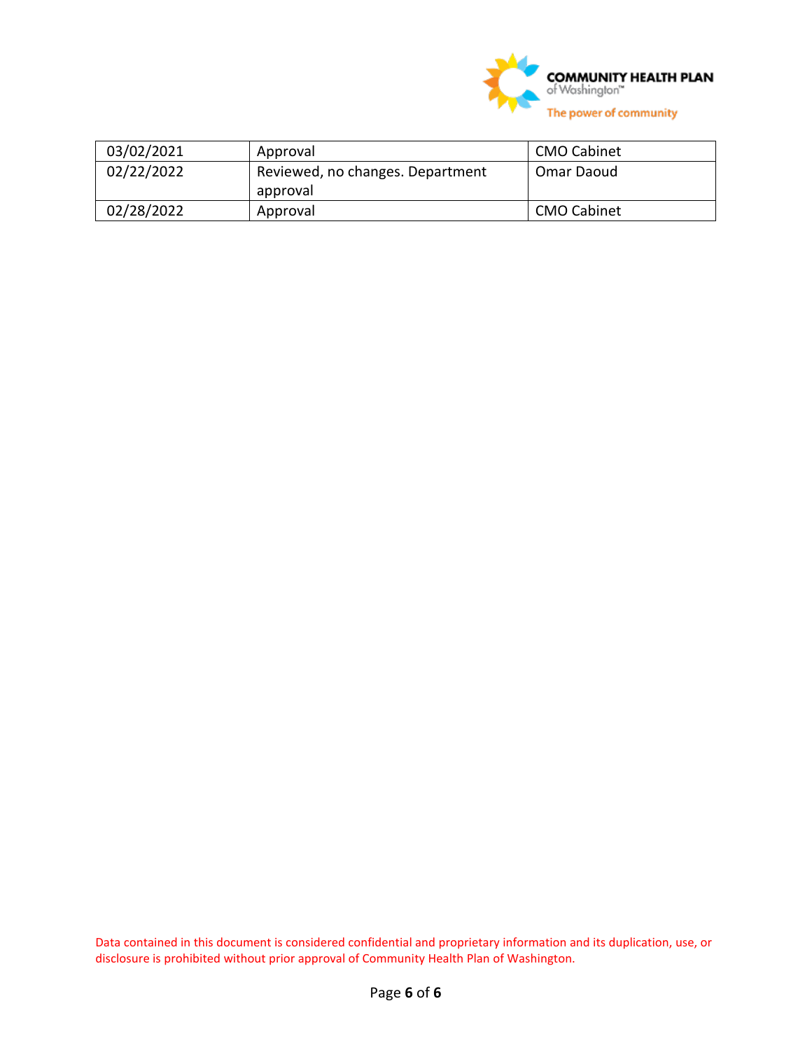| | | |
|---|---|---|
| 03/02/2021 | Approval | CMO Cabinet |
| 02/22/2022 | Reviewed, no changes. Department approval | Omar Daoud |
| 02/28/2022 | Approval | CMO Cabinet |

Data contained in this document is considered confidential and proprietary information and its duplication, use, or disclosure is prohibited without prior approval of Community Health Plan of Washington.